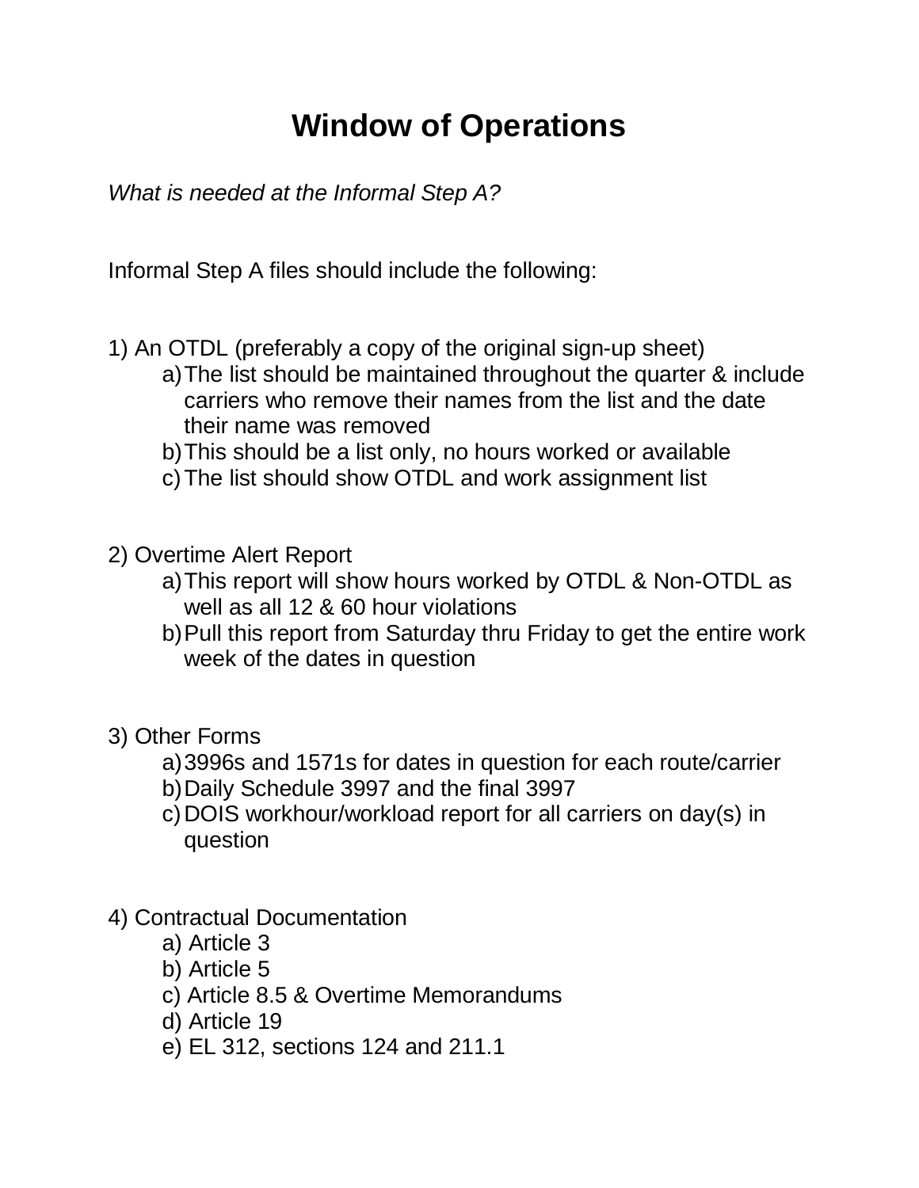# Window of Operations

*What is needed at the Informal Step A?*

Informal Step A files should include the following:

1) An OTDL (preferably a copy of the original sign-up sheet)
   a) The list should be maintained throughout the quarter & include carriers who remove their names from the list and the date their name was removed
   b) This should be a list only, no hours worked or available
   c) The list should show OTDL and work assignment list

2) Overtime Alert Report
   a) This report will show hours worked by OTDL & Non-OTDL as well as all 12 & 60 hour violations
   b) Pull this report from Saturday thru Friday to get the entire work week of the dates in question

3) Other Forms
   a) 3996s and 1571s for dates in question for each route/carrier
   b) Daily Schedule 3997 and the final 3997
   c) DOIS workhour/workload report for all carriers on day(s) in question

4) Contractual Documentation
   a) Article 3
   b) Article 5
   c) Article 8.5 & Overtime Memorandums
   d) Article 19
   e) EL 312, sections 124 and 211.1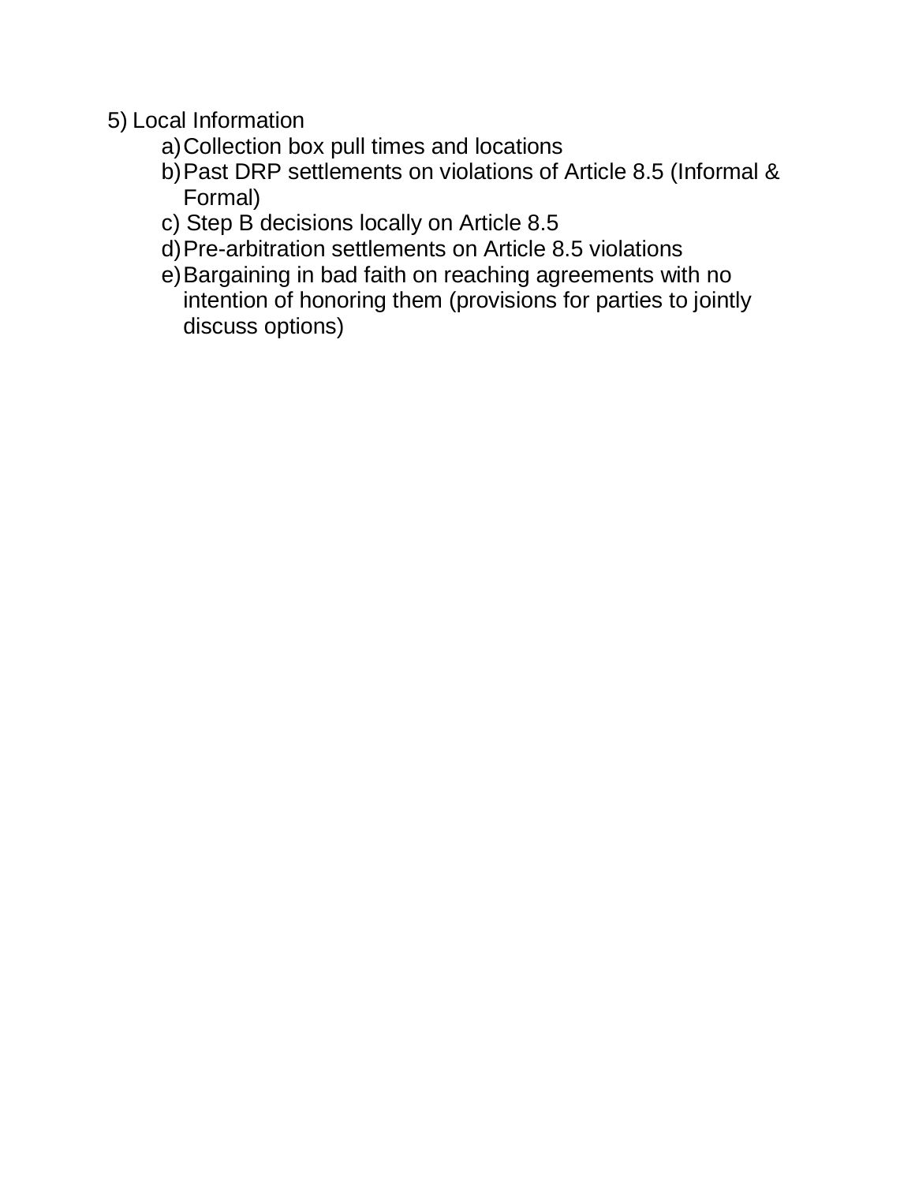5) Local Information
   a) Collection box pull times and locations
   b) Past DRP settlements on violations of Article 8.5 (Informal & Formal)
   c) Step B decisions locally on Article 8.5
   d) Pre-arbitration settlements on Article 8.5 violations
   e) Bargaining in bad faith on reaching agreements with no intention of honoring them (provisions for parties to jointly discuss options)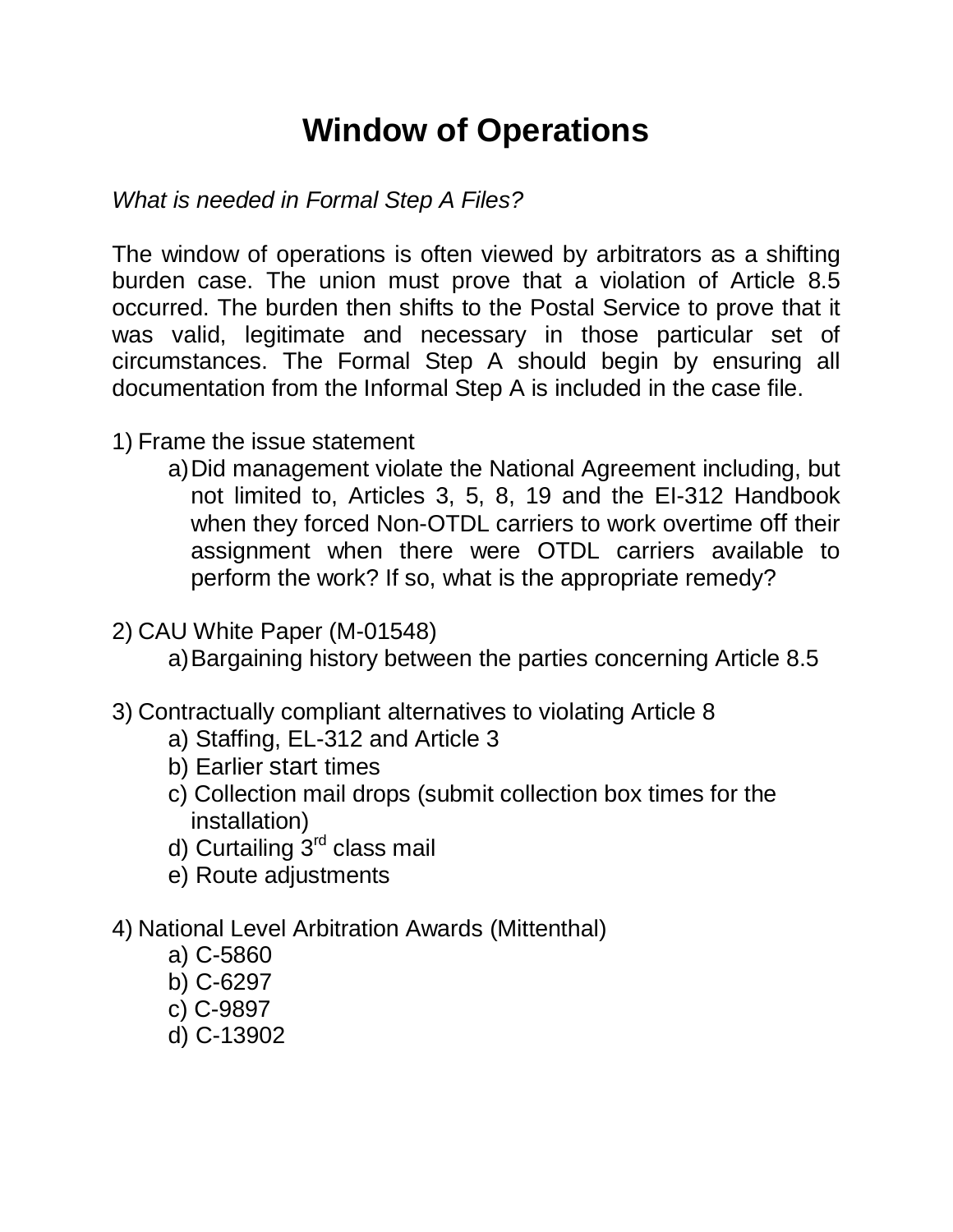# Window of Operations

*What is needed in Formal Step A Files?*

The window of operations is often viewed by arbitrators as a shifting burden case. The union must prove that a violation of Article 8.5 occurred. The burden then shifts to the Postal Service to prove that it was valid, legitimate and necessary in those particular set of circumstances. The Formal Step A should begin by ensuring all documentation from the Informal Step A is included in the case file.

1) Frame the issue statement
    a) Did management violate the National Agreement including, but not limited to, Articles 3, 5, 8, 19 and the EI-312 Handbook when they forced Non-OTDL carriers to work overtime off their assignment when there were OTDL carriers available to perform the work? If so, what is the appropriate remedy?

2) CAU White Paper (M-01548)
    a) Bargaining history between the parties concerning Article 8.5

3) Contractually compliant alternatives to violating Article 8
    a) Staffing, EL-312 and Article 3
    b) Earlier start times
    c) Collection mail drops (submit collection box times for the installation)
    d) Curtailing 3rd class mail
    e) Route adjustments

4) National Level Arbitration Awards (Mittenthal)
    a) C-5860
    b) C-6297
    c) C-9897
    d) C-13902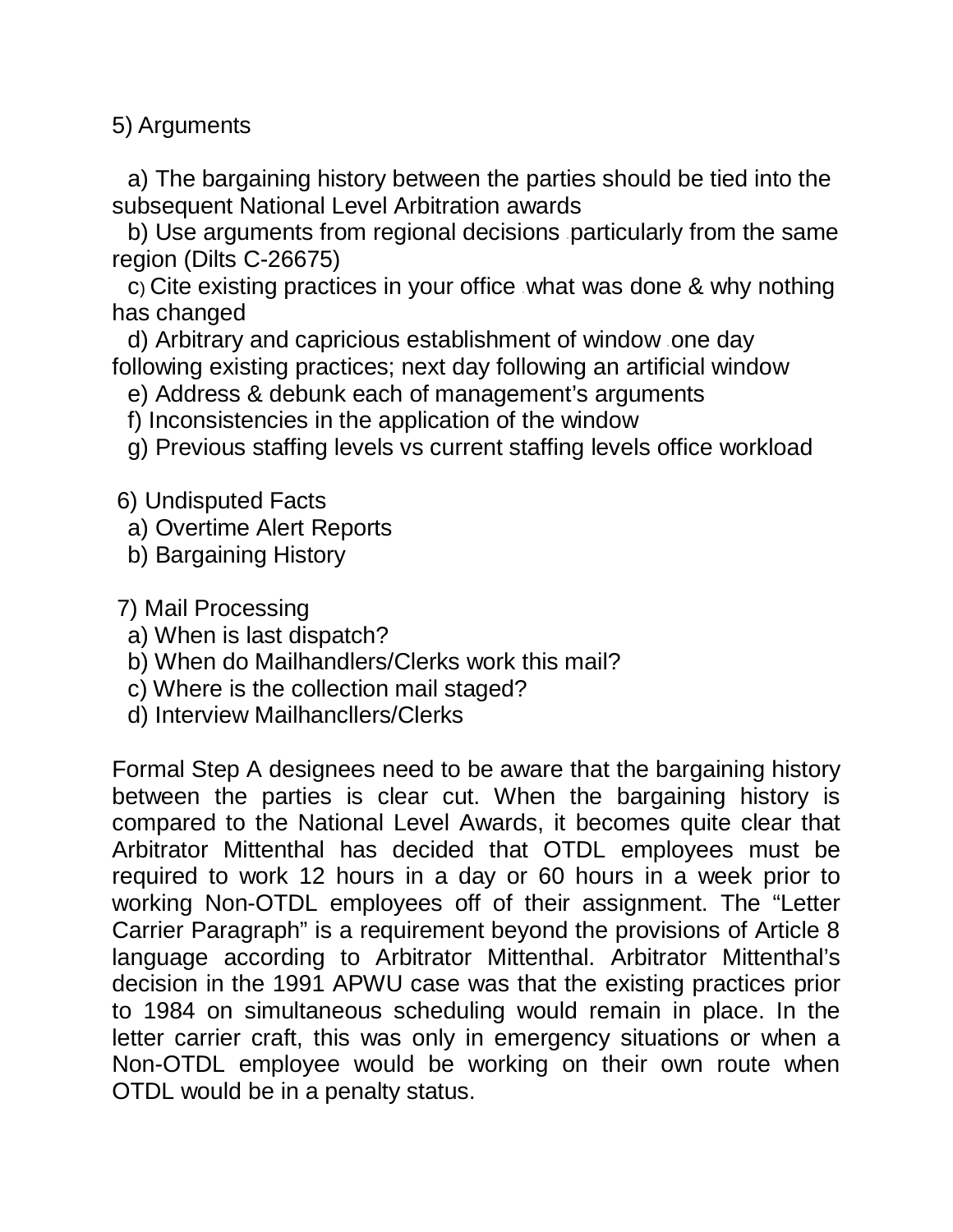5) Arguments

a) The bargaining history between the parties should be tied into the subsequent National Level Arbitration awards
b) Use arguments from regional decisions - particularly from the same region (Dilts C-26675)
c) Cite existing practices in your office - what was done & why nothing has changed
d) Arbitrary and capricious establishment of window - one day following existing practices; next day following an artificial window
e) Address & debunk each of management's arguments
f) Inconsistencies in the application of the window
g) Previous staffing levels vs current staffing levels office workload

6) Undisputed Facts
a) Overtime Alert Reports
b) Bargaining History

7) Mail Processing
a) When is last dispatch?
b) When do Mailhandlers/Clerks work this mail?
c) Where is the collection mail staged?
d) Interview Mailhancllers/Clerks

Formal Step A designees need to be aware that the bargaining history between the parties is clear cut. When the bargaining history is compared to the National Level Awards, it becomes quite clear that Arbitrator Mittenthal has decided that OTDL employees must be required to work 12 hours in a day or 60 hours in a week prior to working Non-OTDL employees off of their assignment. The "Letter Carrier Paragraph" is a requirement beyond the provisions of Article 8 language according to Arbitrator Mittenthal. Arbitrator Mittenthal's decision in the 1991 APWU case was that the existing practices prior to 1984 on simultaneous scheduling would remain in place. In the letter carrier craft, this was only in emergency situations or when a Non-OTDL employee would be working on their own route when OTDL would be in a penalty status.